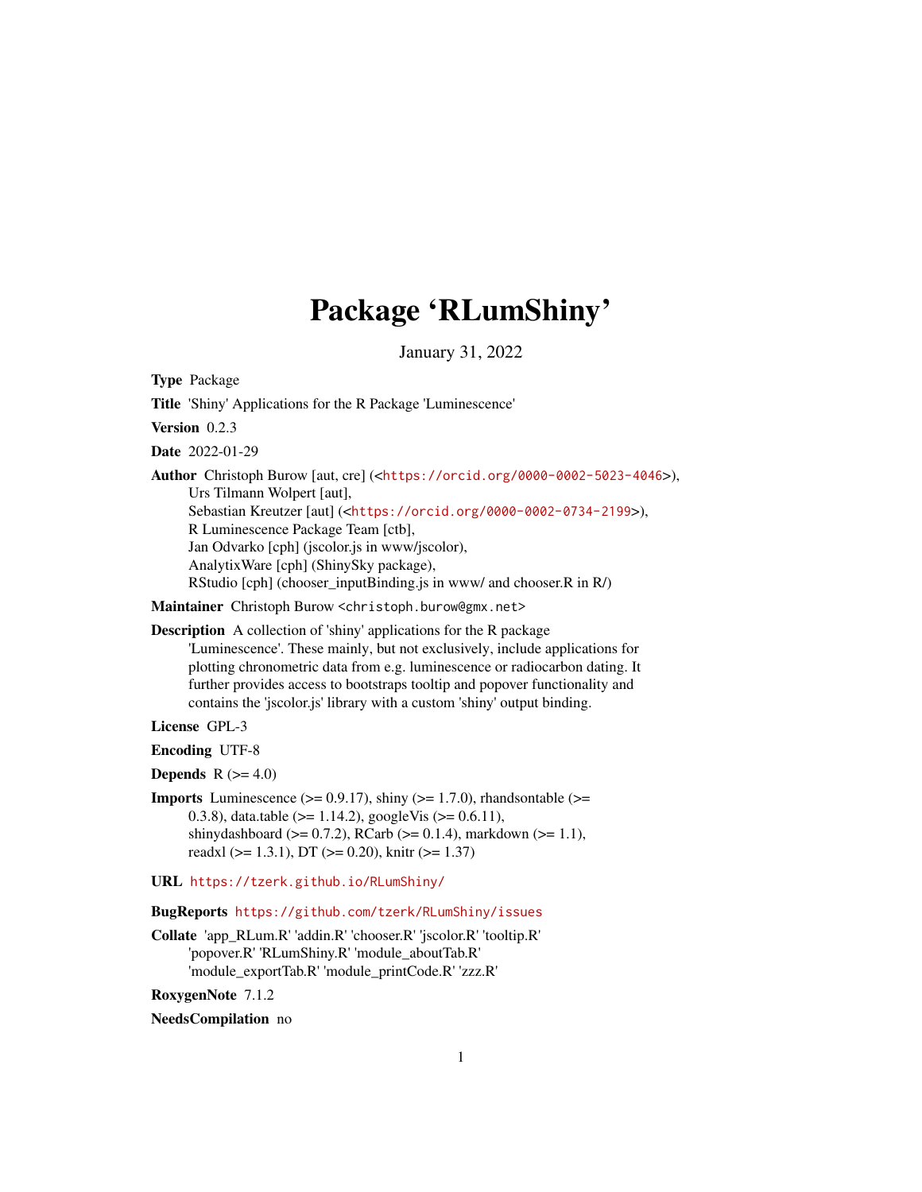# Package 'RLumShiny'

January 31, 2022

**Type** Package

**Title** 'Shiny' Applications for the R Package 'Luminescence'

**Version** 0.2.3

**Date** 2022-01-29

**Author** Christoph Burow [aut, cre] (<https://orcid.org/0000-0002-5023-4046>),
Urs Tilmann Wolpert [aut],
Sebastian Kreutzer [aut] (<https://orcid.org/0000-0002-0734-2199>),
R Luminescence Package Team [ctb],
Jan Odvarko [cph] (jscolor.js in www/jscolor),
AnalytixWare [cph] (ShinySky package),
RStudio [cph] (chooser_inputBinding.js in www/ and chooser.R in R/)

**Maintainer** Christoph Burow <christoph.burow@gmx.net>

**Description** A collection of 'shiny' applications for the R package
'Luminescence'. These mainly, but not exclusively, include applications for
plotting chronometric data from e.g. luminescence or radiocarbon dating. It
further provides access to bootstraps tooltip and popover functionality and
contains the 'jscolor.js' library with a custom 'shiny' output binding.

**License** GPL-3

**Encoding** UTF-8

**Depends** R (>= 4.0)

**Imports** Luminescence (>= 0.9.17), shiny (>= 1.7.0), rhandsontable (>=
0.3.8), data.table (>= 1.14.2), googleVis (>= 0.6.11),
shinydashboard (>= 0.7.2), RCarb (>= 0.1.4), markdown (>= 1.1),
readxl (>= 1.3.1), DT (>= 0.20), knitr (>= 1.37)

**URL** https://tzerk.github.io/RLumShiny/

**BugReports** https://github.com/tzerk/RLumShiny/issues

**Collate** 'app_RLum.R' 'addin.R' 'chooser.R' 'jscolor.R' 'tooltip.R'
'popover.R' 'RLumShiny.R' 'module_aboutTab.R'
'module_exportTab.R' 'module_printCode.R' 'zzz.R'

**RoxygenNote** 7.1.2

**NeedsCompilation** no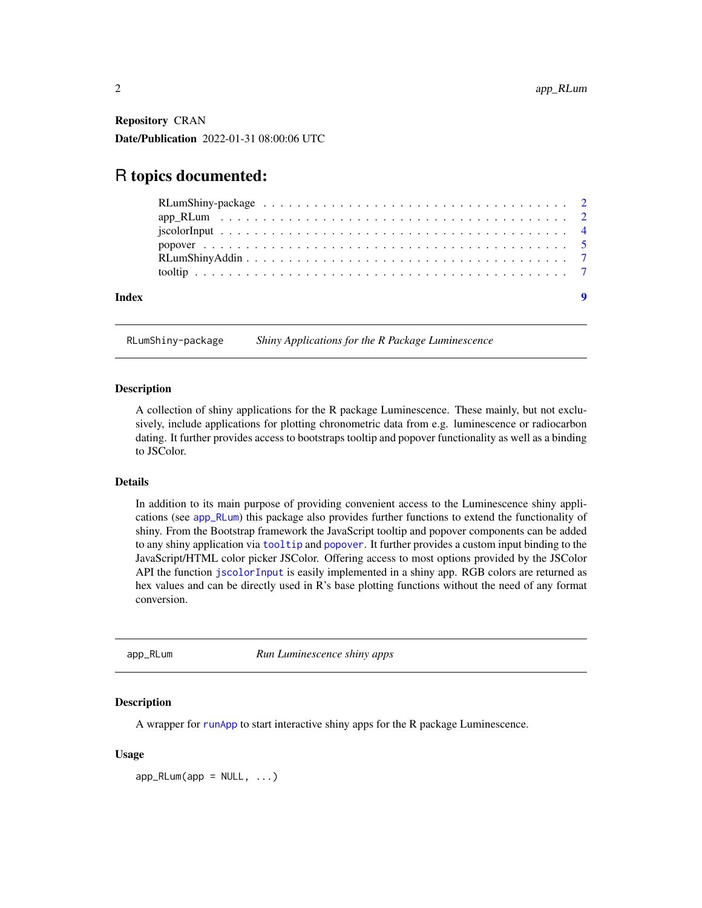**Repository** CRAN

**Date/Publication** 2022-01-31 08:00:06 UTC

# R topics documented:

- RLumShiny-package . . . . . . . . . . . . . . . . . . . . . . . . . . . . . . . . . . . 2
- app_RLum . . . . . . . . . . . . . . . . . . . . . . . . . . . . . . . . . . . . . . . . 2
- jscolorInput . . . . . . . . . . . . . . . . . . . . . . . . . . . . . . . . . . . . . . . 4
- popover . . . . . . . . . . . . . . . . . . . . . . . . . . . . . . . . . . . . . . . . . 5
- RLumShinyAddin . . . . . . . . . . . . . . . . . . . . . . . . . . . . . . . . . . . . 7
- tooltip . . . . . . . . . . . . . . . . . . . . . . . . . . . . . . . . . . . . . . . . . 7

**Index** 9

---

## RLumShiny-package — *Shiny Applications for the R Package Luminescence*

### Description

A collection of shiny applications for the R package Luminescence. These mainly, but not exclusively, include applications for plotting chronometric data from e.g. luminescence or radiocarbon dating. It further provides access to bootstraps tooltip and popover functionality as well as a binding to JSColor.

### Details

In addition to its main purpose of providing convenient access to the Luminescence shiny applications (see `app_RLum`) this package also provides further functions to extend the functionality of shiny. From the Bootstrap framework the JavaScript tooltip and popover components can be added to any shiny application via `tooltip` and `popover`. It further provides a custom input binding to the JavaScript/HTML color picker JSColor. Offering access to most options provided by the JSColor API the function `jscolorInput` is easily implemented in a shiny app. RGB colors are returned as hex values and can be directly used in R's base plotting functions without the need of any format conversion.

---

## app_RLum — *Run Luminescence shiny apps*

### Description

A wrapper for `runApp` to start interactive shiny apps for the R package Luminescence.

### Usage

```
app_RLum(app = NULL, ...)
```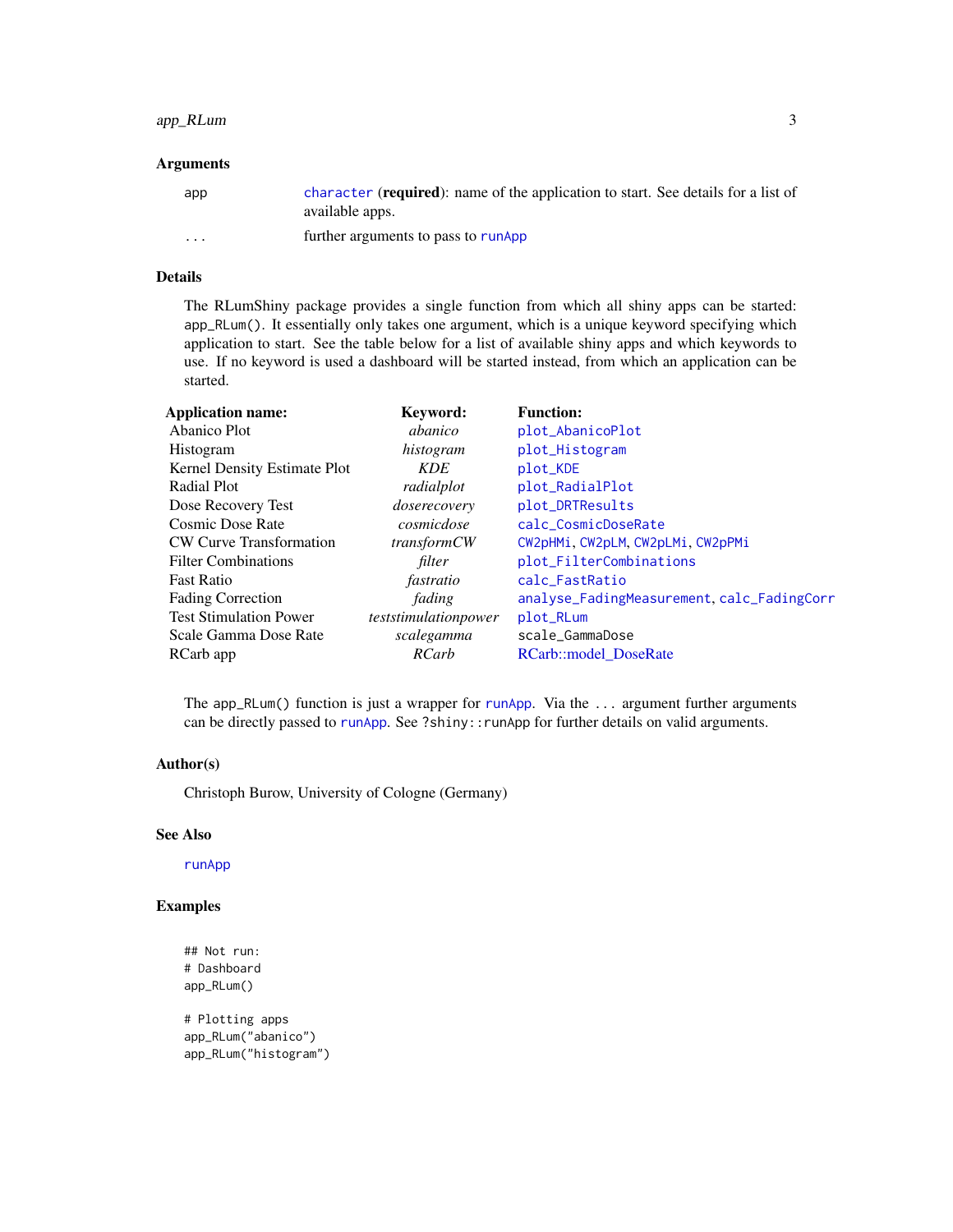### Arguments

| | |
|---|---|
| app | `character` (**required**): name of the application to start. See details for a list of available apps. |
| ... | further arguments to pass to `runApp` |

### Details

The RLumShiny package provides a single function from which all shiny apps can be started: `app_RLum()`. It essentially only takes one argument, which is a unique keyword specifying which application to start. See the table below for a list of available shiny apps and which keywords to use. If no keyword is used a dashboard will be started instead, from which an application can be started.

| Application name: | Keyword: | Function: |
|---|---|---|
| Abanico Plot | *abanico* | `plot_AbanicoPlot` |
| Histogram | *histogram* | `plot_Histogram` |
| Kernel Density Estimate Plot | *KDE* | `plot_KDE` |
| Radial Plot | *radialplot* | `plot_RadialPlot` |
| Dose Recovery Test | *doserecovery* | `plot_DRTResults` |
| Cosmic Dose Rate | *cosmicdose* | `calc_CosmicDoseRate` |
| CW Curve Transformation | *transformCW* | `CW2pHMi`, `CW2pLM`, `CW2pLMi`, `CW2pPMi` |
| Filter Combinations | *filter* | `plot_FilterCombinations` |
| Fast Ratio | *fastratio* | `calc_FastRatio` |
| Fading Correction | *fading* | `analyse_FadingMeasurement`, `calc_FadingCorr` |
| Test Stimulation Power | *teststimulationpower* | `plot_RLum` |
| Scale Gamma Dose Rate | *scalegamma* | `scale_GammaDose` |
| RCarb app | *RCarb* | RCarb::model_DoseRate |

The `app_RLum()` function is just a wrapper for `runApp`. Via the `...` argument further arguments can be directly passed to `runApp`. See `?shiny::runApp` for further details on valid arguments.

### Author(s)

Christoph Burow, University of Cologne (Germany)

### See Also

`runApp`

### Examples

```
## Not run:
# Dashboard
app_RLum()

# Plotting apps
app_RLum("abanico")
app_RLum("histogram")
```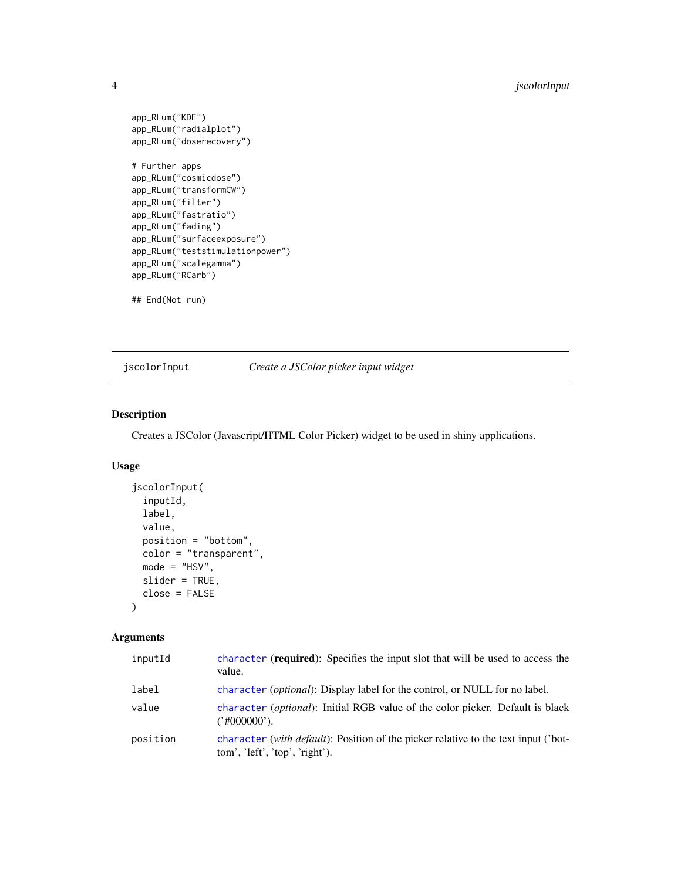```
app_RLum("KDE")
app_RLum("radialplot")
app_RLum("doserecovery")

# Further apps
app_RLum("cosmicdose")
app_RLum("transformCW")
app_RLum("filter")
app_RLum("fastratio")
app_RLum("fading")
app_RLum("surfaceexposure")
app_RLum("teststimulationpower")
app_RLum("scalegamma")
app_RLum("RCarb")

## End(Not run)
```

---

## jscolorInput — *Create a JSColor picker input widget*

### Description

Creates a JSColor (Javascript/HTML Color Picker) widget to be used in shiny applications.

### Usage

```
jscolorInput(
  inputId,
  label,
  value,
  position = "bottom",
  color = "transparent",
  mode = "HSV",
  slider = TRUE,
  close = FALSE
)
```

### Arguments

| | |
|---|---|
| inputId | character (**required**): Specifies the input slot that will be used to access the value. |
| label | character (*optional*): Display label for the control, or NULL for no label. |
| value | character (*optional*): Initial RGB value of the color picker. Default is black ('#000000'). |
| position | character (*with default*): Position of the picker relative to the text input ('bottom', 'left', 'top', 'right'). |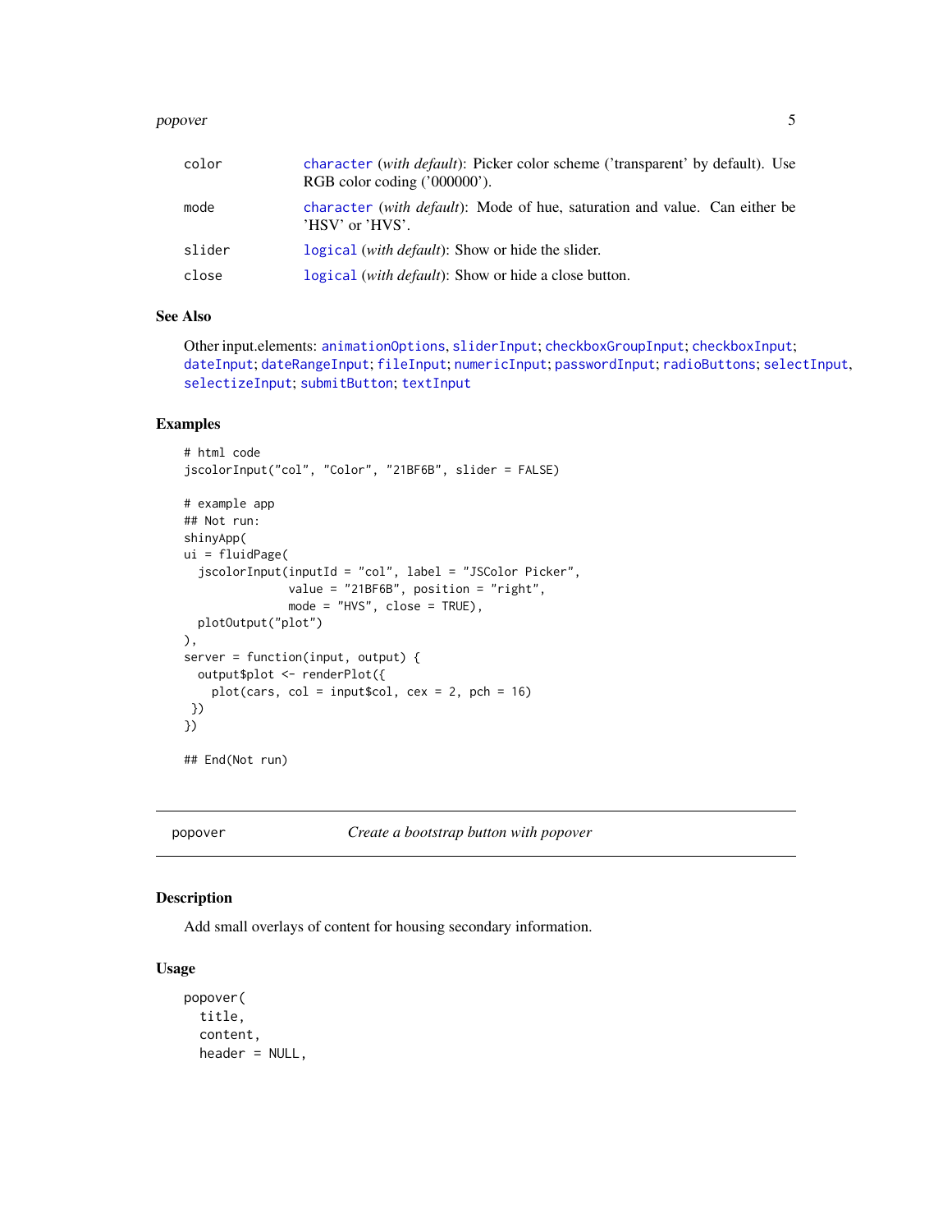| | |
|---|---|
| color | character (*with default*): Picker color scheme ('transparent' by default). Use RGB color coding ('000000'). |
| mode | character (*with default*): Mode of hue, saturation and value. Can either be 'HSV' or 'HVS'. |
| slider | logical (*with default*): Show or hide the slider. |
| close | logical (*with default*): Show or hide a close button. |

### See Also

Other input.elements: animationOptions, sliderInput; checkboxGroupInput; checkboxInput; dateInput; dateRangeInput; fileInput; numericInput; passwordInput; radioButtons; selectInput, selectizeInput; submitButton; textInput

### Examples

```
# html code
jscolorInput("col", "Color", "21BF6B", slider = FALSE)

# example app
## Not run:
shinyApp(
ui = fluidPage(
  jscolorInput(inputId = "col", label = "JSColor Picker",
               value = "21BF6B", position = "right",
               mode = "HVS", close = TRUE),
  plotOutput("plot")
),
server = function(input, output) {
  output$plot <- renderPlot({
    plot(cars, col = input$col, cex = 2, pch = 16)
 })
})

## End(Not run)
```

---

## popover — *Create a bootstrap button with popover*

### Description

Add small overlays of content for housing secondary information.

### Usage

```
popover(
  title,
  content,
  header = NULL,
```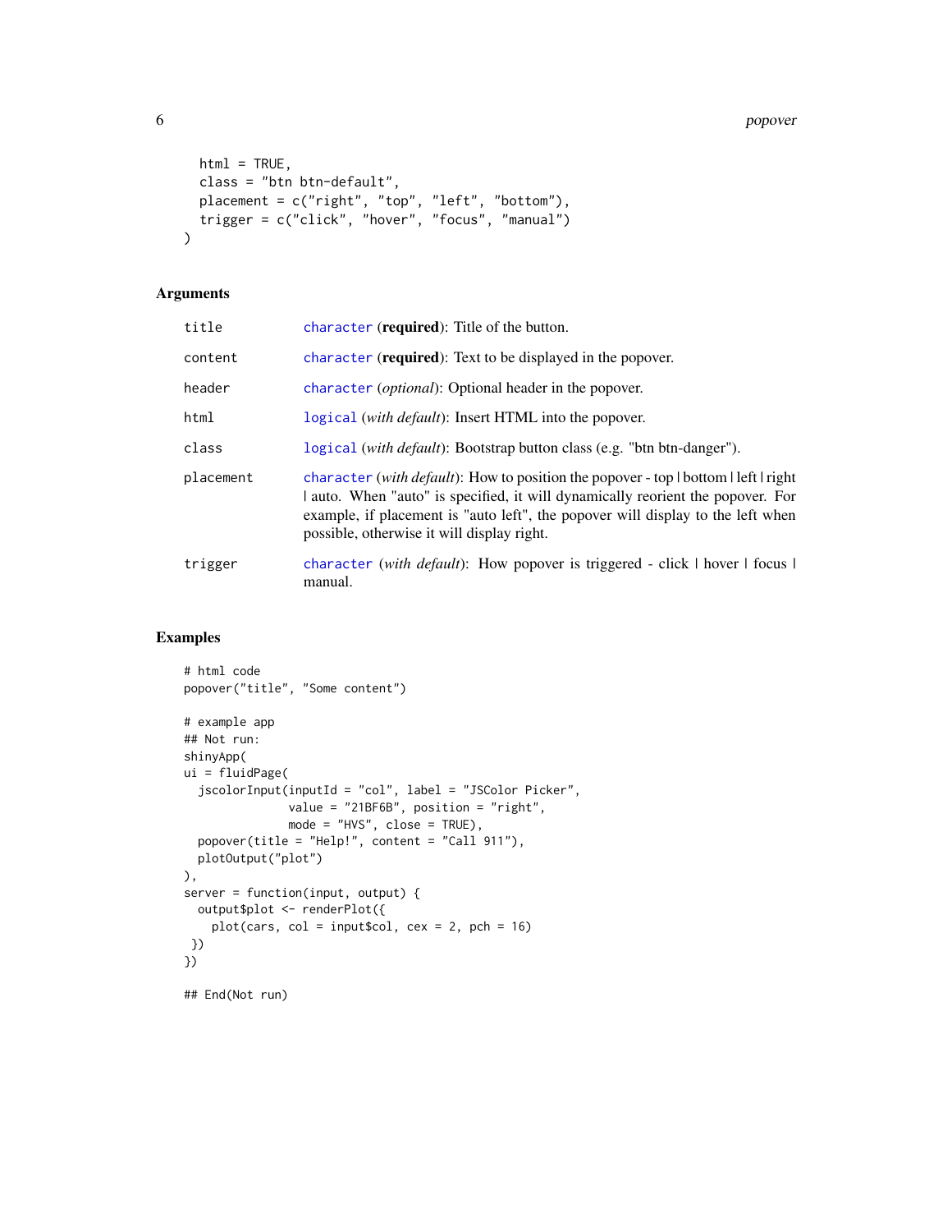```
  html = TRUE,
  class = "btn btn-default",
  placement = c("right", "top", "left", "bottom"),
  trigger = c("click", "hover", "focus", "manual")
)
```

## Arguments

| | |
|---|---|
| title | character (**required**): Title of the button. |
| content | character (**required**): Text to be displayed in the popover. |
| header | character (*optional*): Optional header in the popover. |
| html | logical (*with default*): Insert HTML into the popover. |
| class | logical (*with default*): Bootstrap button class (e.g. "btn btn-danger"). |
| placement | character (*with default*): How to position the popover - top \| bottom \| left \| right \| auto. When "auto" is specified, it will dynamically reorient the popover. For example, if placement is "auto left", the popover will display to the left when possible, otherwise it will display right. |
| trigger | character (*with default*): How popover is triggered - click \| hover \| focus \| manual. |

## Examples

```
# html code
popover("title", "Some content")

# example app
## Not run:
shinyApp(
ui = fluidPage(
  jscolorInput(inputId = "col", label = "JSColor Picker",
               value = "21BF6B", position = "right",
               mode = "HVS", close = TRUE),
  popover(title = "Help!", content = "Call 911"),
  plotOutput("plot")
),
server = function(input, output) {
  output$plot <- renderPlot({
    plot(cars, col = input$col, cex = 2, pch = 16)
 })
})

## End(Not run)
```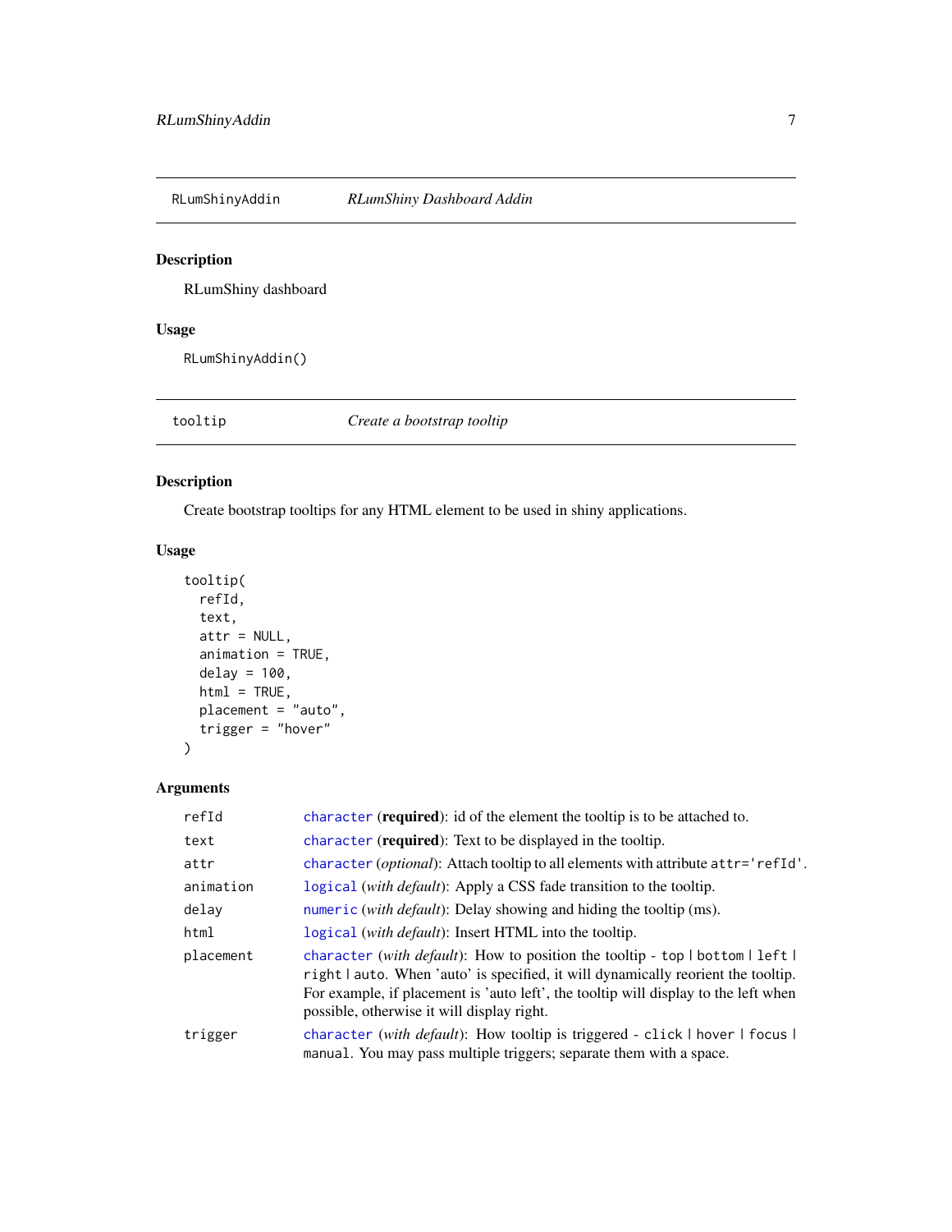## RLumShinyAddin — *RLumShiny Dashboard Addin*

### Description

RLumShiny dashboard

### Usage

```
RLumShinyAddin()
```

## tooltip — *Create a bootstrap tooltip*

### Description

Create bootstrap tooltips for any HTML element to be used in shiny applications.

### Usage

```
tooltip(
  refId,
  text,
  attr = NULL,
  animation = TRUE,
  delay = 100,
  html = TRUE,
  placement = "auto",
  trigger = "hover"
)
```

### Arguments

| | |
|---|---|
| refId | character (**required**): id of the element the tooltip is to be attached to. |
| text | character (**required**): Text to be displayed in the tooltip. |
| attr | character (*optional*): Attach tooltip to all elements with attribute `attr='refId'`. |
| animation | logical (*with default*): Apply a CSS fade transition to the tooltip. |
| delay | numeric (*with default*): Delay showing and hiding the tooltip (ms). |
| html | logical (*with default*): Insert HTML into the tooltip. |
| placement | character (*with default*): How to position the tooltip - `top` \| `bottom` \| `left` \| `right` \| `auto`. When 'auto' is specified, it will dynamically reorient the tooltip. For example, if placement is 'auto left', the tooltip will display to the left when possible, otherwise it will display right. |
| trigger | character (*with default*): How tooltip is triggered - `click` \| `hover` \| `focus` \| `manual`. You may pass multiple triggers; separate them with a space. |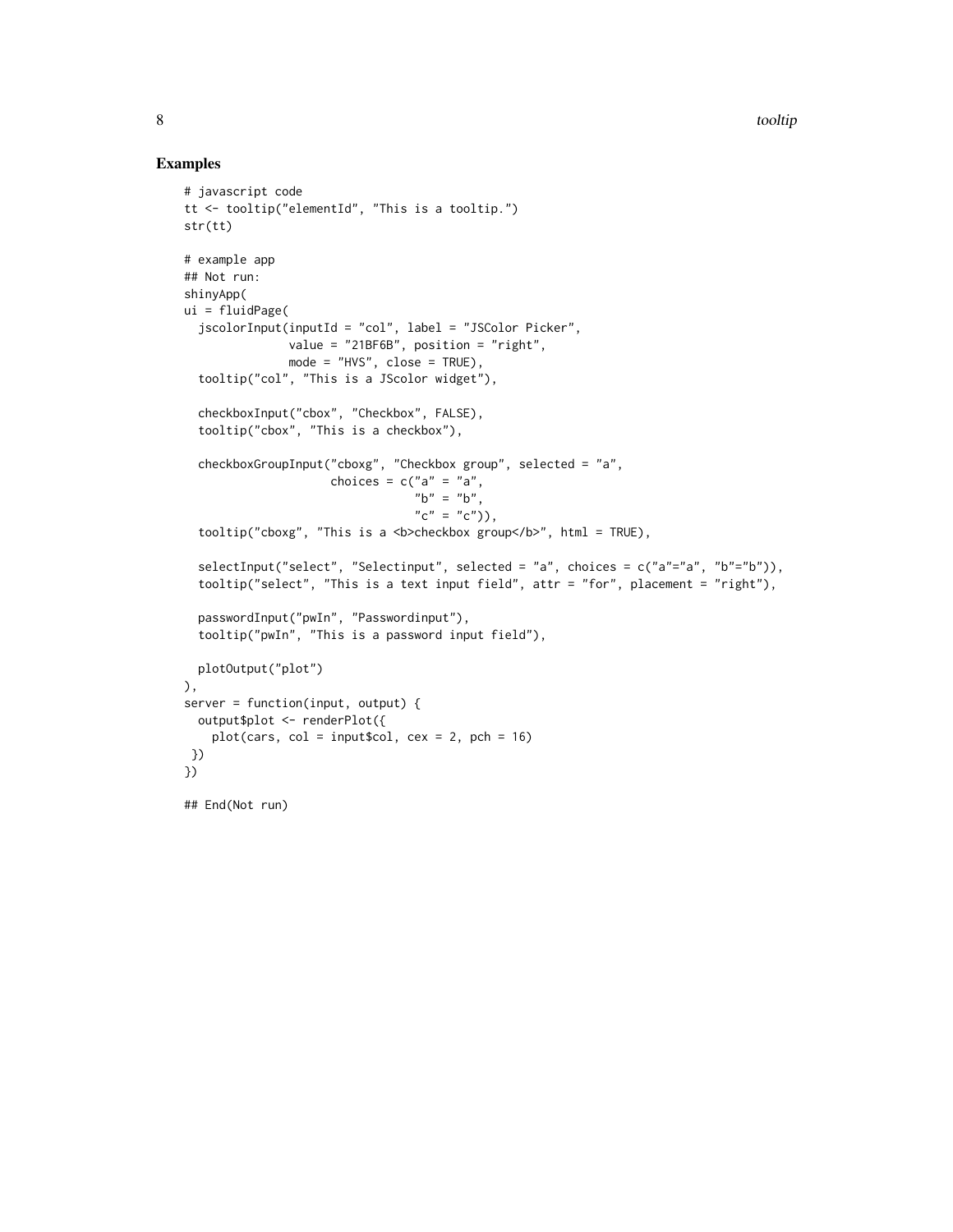## Examples

```
# javascript code
tt <- tooltip("elementId", "This is a tooltip.")
str(tt)

# example app
## Not run:
shinyApp(
ui = fluidPage(
  jscolorInput(inputId = "col", label = "JSColor Picker",
               value = "21BF6B", position = "right",
               mode = "HVS", close = TRUE),
  tooltip("col", "This is a JScolor widget"),

  checkboxInput("cbox", "Checkbox", FALSE),
  tooltip("cbox", "This is a checkbox"),

  checkboxGroupInput("cboxg", "Checkbox group", selected = "a",
                     choices = c("a" = "a",
                                 "b" = "b",
                                 "c" = "c")),
  tooltip("cboxg", "This is a <b>checkbox group</b>", html = TRUE),

  selectInput("select", "Selectinput", selected = "a", choices = c("a"="a", "b"="b")),
  tooltip("select", "This is a text input field", attr = "for", placement = "right"),

  passwordInput("pwIn", "Passwordinput"),
  tooltip("pwIn", "This is a password input field"),

  plotOutput("plot")
),
server = function(input, output) {
  output$plot <- renderPlot({
    plot(cars, col = input$col, cex = 2, pch = 16)
 })
})

## End(Not run)
```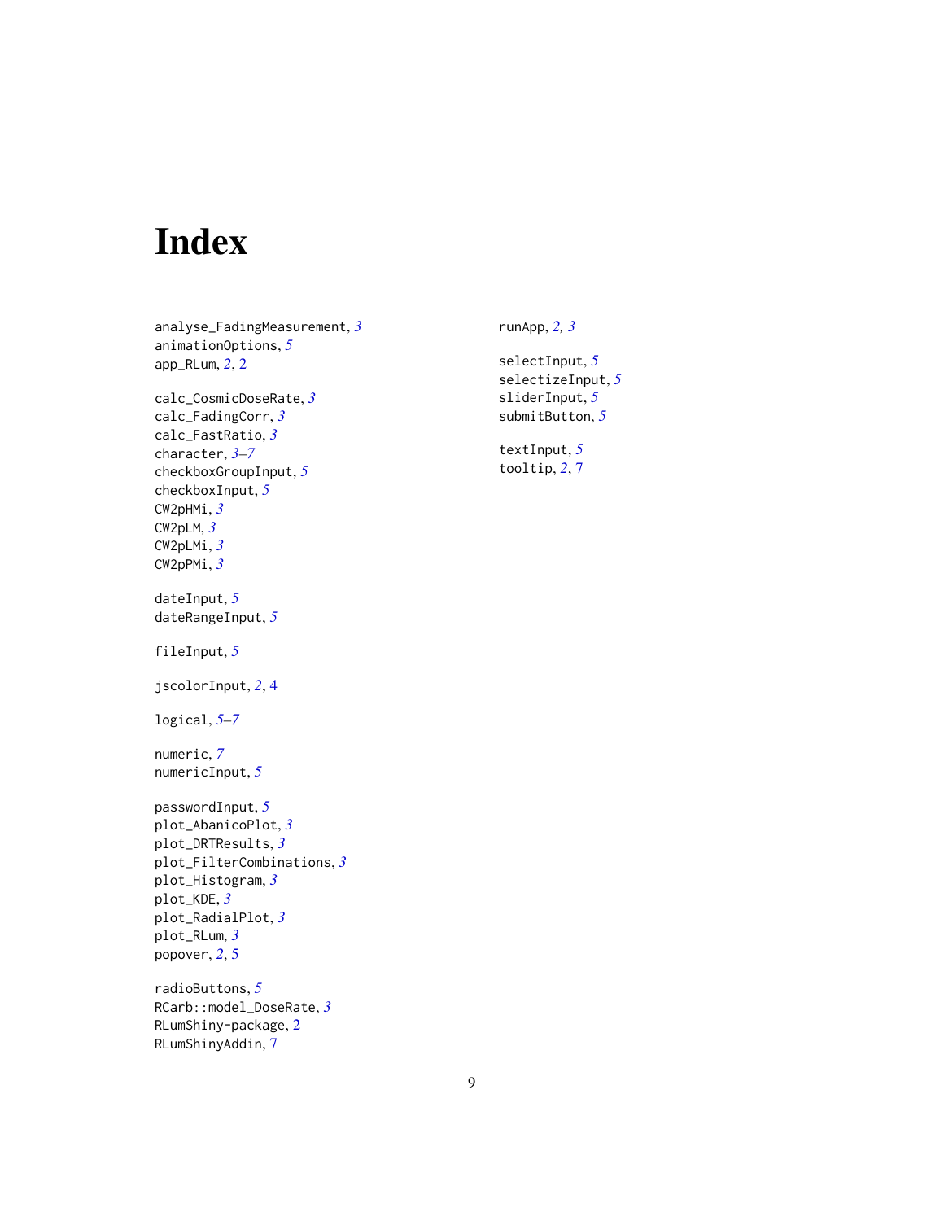# Index

analyse_FadingMeasurement, *3*
animationOptions, *5*
app_RLum, *2*, 2

calc_CosmicDoseRate, *3*
calc_FadingCorr, *3*
calc_FastRatio, *3*
character, *3–7*
checkboxGroupInput, *5*
checkboxInput, *5*
CW2pHMi, *3*
CW2pLM, *3*
CW2pLMi, *3*
CW2pPMi, *3*

dateInput, *5*
dateRangeInput, *5*

fileInput, *5*

jscolorInput, *2*, 4

logical, *5–7*

numeric, *7*
numericInput, *5*

passwordInput, *5*
plot_AbanicoPlot, *3*
plot_DRTResults, *3*
plot_FilterCombinations, *3*
plot_Histogram, *3*
plot_KDE, *3*
plot_RadialPlot, *3*
plot_RLum, *3*
popover, *2*, 5

radioButtons, *5*
RCarb::model_DoseRate, *3*
RLumShiny-package, 2
RLumShinyAddin, 7

runApp, *2, 3*

selectInput, *5*
selectizeInput, *5*
sliderInput, *5*
submitButton, *5*

textInput, *5*
tooltip, *2*, 7